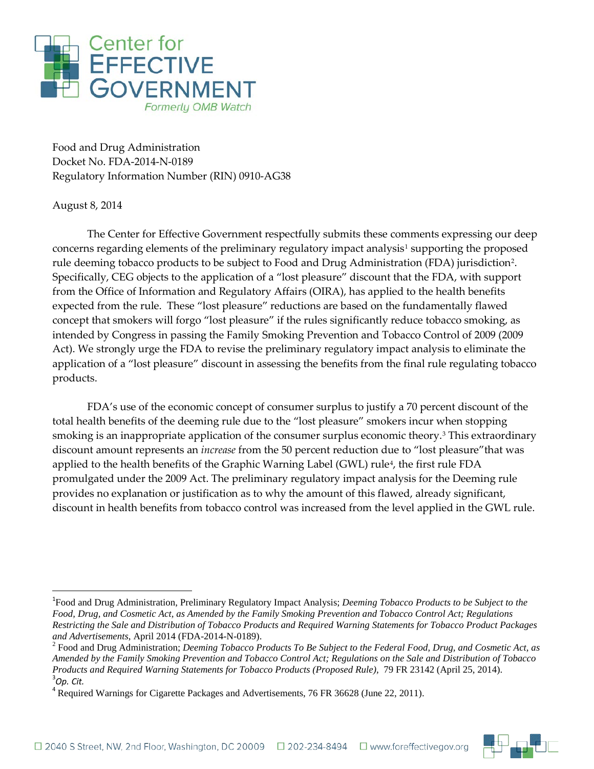Center for EFFECTIVE GOVERNMENT

*Formerly OMB Watch*

Food and Drug Administration
Docket No. FDA-2014-N-0189
Regulatory Information Number (RIN) 0910-AG38

August 8, 2014

The Center for Effective Government respectfully submits these comments expressing our deep concerns regarding elements of the preliminary regulatory impact analysis[1] supporting the proposed rule deeming tobacco products to be subject to Food and Drug Administration (FDA) jurisdiction[2]. Specifically, CEG objects to the application of a "lost pleasure" discount that the FDA, with support from the Office of Information and Regulatory Affairs (OIRA), has applied to the health benefits expected from the rule. These "lost pleasure" reductions are based on the fundamentally flawed concept that smokers will forgo "lost pleasure" if the rules significantly reduce tobacco smoking, as intended by Congress in passing the Family Smoking Prevention and Tobacco Control of 2009 (2009 Act). We strongly urge the FDA to revise the preliminary regulatory impact analysis to eliminate the application of a "lost pleasure" discount in assessing the benefits from the final rule regulating tobacco products.

FDA's use of the economic concept of consumer surplus to justify a 70 percent discount of the total health benefits of the deeming rule due to the "lost pleasure" smokers incur when stopping smoking is an inappropriate application of the consumer surplus economic theory.[3] This extraordinary discount amount represents an *increase* from the 50 percent reduction due to "lost pleasure"that was applied to the health benefits of the Graphic Warning Label (GWL) rule[4], the first rule FDA promulgated under the 2009 Act. The preliminary regulatory impact analysis for the Deeming rule provides no explanation or justification as to why the amount of this flawed, already significant, discount in health benefits from tobacco control was increased from the level applied in the GWL rule.

---

[1] Food and Drug Administration, Preliminary Regulatory Impact Analysis; *Deeming Tobacco Products to be Subject to the Food, Drug, and Cosmetic Act, as Amended by the Family Smoking Prevention and Tobacco Control Act; Regulations Restricting the Sale and Distribution of Tobacco Products and Required Warning Statements for Tobacco Product Packages and Advertisements*, April 2014 (FDA-2014-N-0189).

[2] Food and Drug Administration; *Deeming Tobacco Products To Be Subject to the Federal Food, Drug, and Cosmetic Act, as Amended by the Family Smoking Prevention and Tobacco Control Act; Regulations on the Sale and Distribution of Tobacco Products and Required Warning Statements for Tobacco Products (Proposed Rule)*, 79 FR 23142 (April 25, 2014).

[3] *Op. Cit.*

[4] Required Warnings for Cigarette Packages and Advertisements, 76 FR 36628 (June 22, 2011).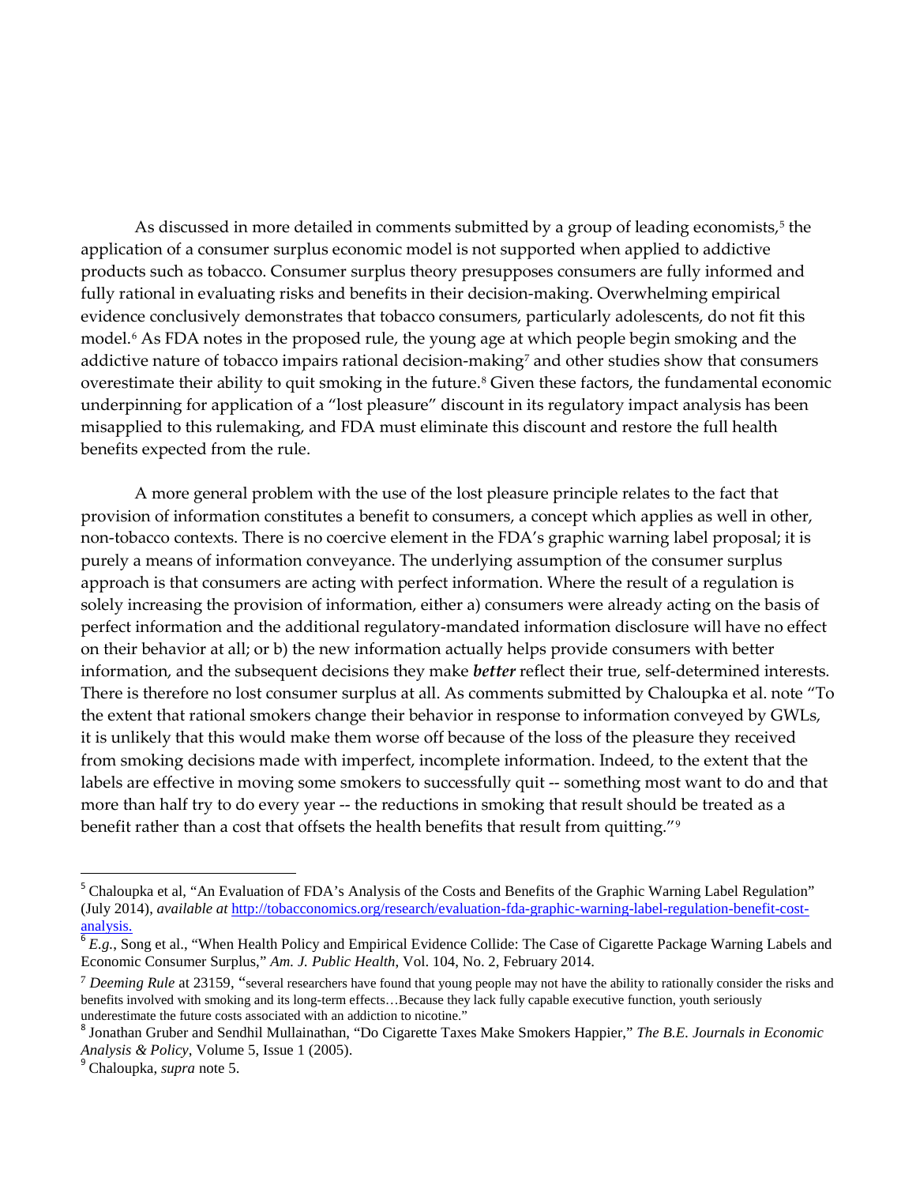As discussed in more detailed in comments submitted by a group of leading economists,[5] the application of a consumer surplus economic model is not supported when applied to addictive products such as tobacco. Consumer surplus theory presupposes consumers are fully informed and fully rational in evaluating risks and benefits in their decision-making. Overwhelming empirical evidence conclusively demonstrates that tobacco consumers, particularly adolescents, do not fit this model.[6] As FDA notes in the proposed rule, the young age at which people begin smoking and the addictive nature of tobacco impairs rational decision-making[7] and other studies show that consumers overestimate their ability to quit smoking in the future.[8] Given these factors, the fundamental economic underpinning for application of a "lost pleasure" discount in its regulatory impact analysis has been misapplied to this rulemaking, and FDA must eliminate this discount and restore the full health benefits expected from the rule.

A more general problem with the use of the lost pleasure principle relates to the fact that provision of information constitutes a benefit to consumers, a concept which applies as well in other, non-tobacco contexts. There is no coercive element in the FDA's graphic warning label proposal; it is purely a means of information conveyance. The underlying assumption of the consumer surplus approach is that consumers are acting with perfect information. Where the result of a regulation is solely increasing the provision of information, either a) consumers were already acting on the basis of perfect information and the additional regulatory-mandated information disclosure will have no effect on their behavior at all; or b) the new information actually helps provide consumers with better information, and the subsequent decisions they make ***better*** reflect their true, self-determined interests. There is therefore no lost consumer surplus at all. As comments submitted by Chaloupka et al. note "To the extent that rational smokers change their behavior in response to information conveyed by GWLs, it is unlikely that this would make them worse off because of the loss of the pleasure they received from smoking decisions made with imperfect, incomplete information. Indeed, to the extent that the labels are effective in moving some smokers to successfully quit -- something most want to do and that more than half try to do every year -- the reductions in smoking that result should be treated as a benefit rather than a cost that offsets the health benefits that result from quitting."[9]

---

[5] Chaloupka et al, "An Evaluation of FDA's Analysis of the Costs and Benefits of the Graphic Warning Label Regulation" (July 2014), *available at* [http://tobacconomics.org/research/evaluation-fda-graphic-warning-label-regulation-benefit-cost-analysis.](http://tobacconomics.org/research/evaluation-fda-graphic-warning-label-regulation-benefit-cost-analysis)

[6] *E.g.*, Song et al., "When Health Policy and Empirical Evidence Collide: The Case of Cigarette Package Warning Labels and Economic Consumer Surplus," *Am. J. Public Health*, Vol. 104, No. 2, February 2014.

[7] *Deeming Rule* at 23159, "several researchers have found that young people may not have the ability to rationally consider the risks and benefits involved with smoking and its long-term effects…Because they lack fully capable executive function, youth seriously underestimate the future costs associated with an addiction to nicotine."

[8] Jonathan Gruber and Sendhil Mullainathan, "Do Cigarette Taxes Make Smokers Happier," *The B.E. Journals in Economic Analysis & Policy*, Volume 5, Issue 1 (2005).

[9] Chaloupka, *supra* note 5.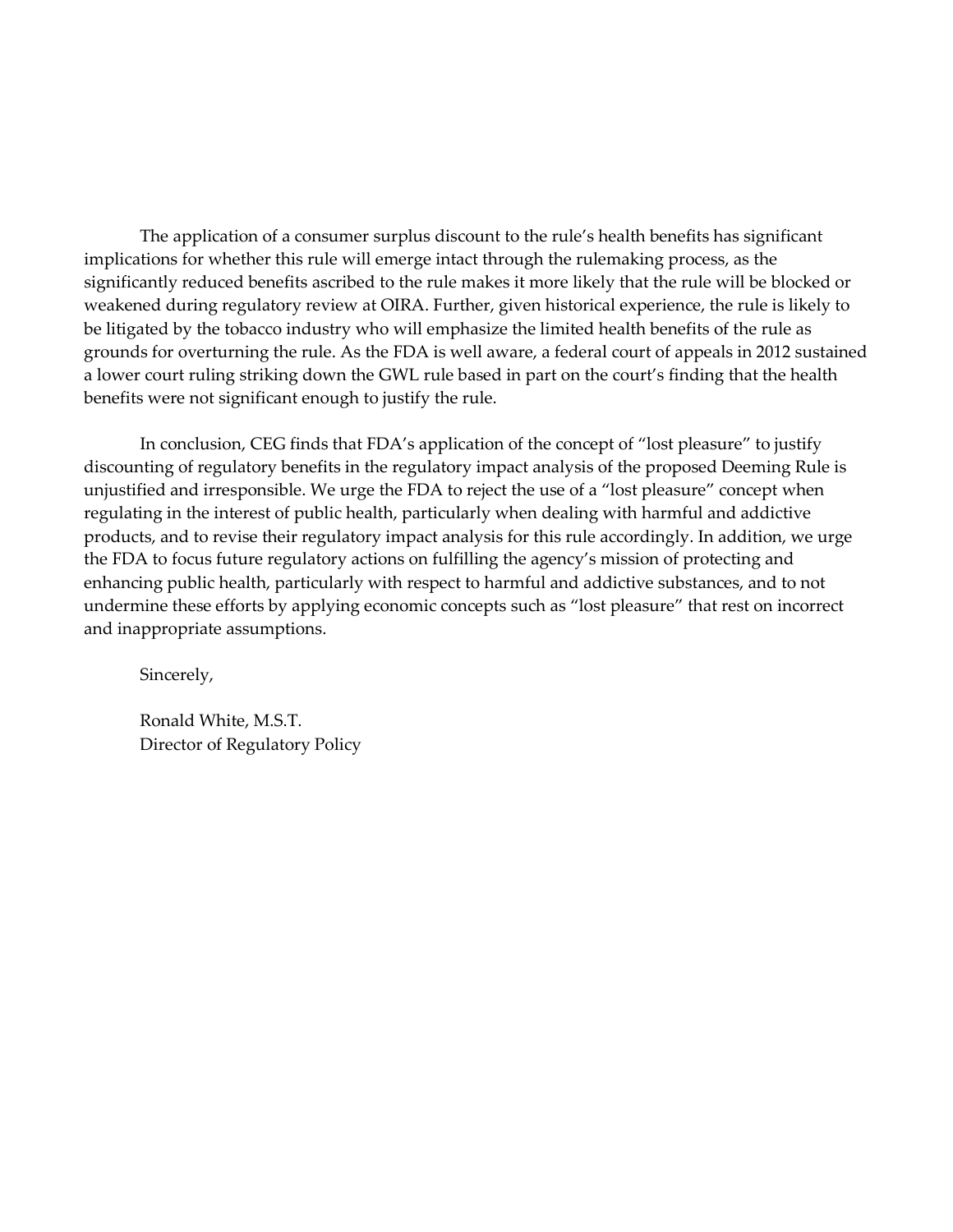The application of a consumer surplus discount to the rule's health benefits has significant implications for whether this rule will emerge intact through the rulemaking process, as the significantly reduced benefits ascribed to the rule makes it more likely that the rule will be blocked or weakened during regulatory review at OIRA. Further, given historical experience, the rule is likely to be litigated by the tobacco industry who will emphasize the limited health benefits of the rule as grounds for overturning the rule. As the FDA is well aware, a federal court of appeals in 2012 sustained a lower court ruling striking down the GWL rule based in part on the court's finding that the health benefits were not significant enough to justify the rule.

In conclusion, CEG finds that FDA's application of the concept of "lost pleasure" to justify discounting of regulatory benefits in the regulatory impact analysis of the proposed Deeming Rule is unjustified and irresponsible. We urge the FDA to reject the use of a "lost pleasure" concept when regulating in the interest of public health, particularly when dealing with harmful and addictive products, and to revise their regulatory impact analysis for this rule accordingly. In addition, we urge the FDA to focus future regulatory actions on fulfilling the agency's mission of protecting and enhancing public health, particularly with respect to harmful and addictive substances, and to not undermine these efforts by applying economic concepts such as "lost pleasure" that rest on incorrect and inappropriate assumptions.

Sincerely,

Ronald White, M.S.T.
Director of Regulatory Policy